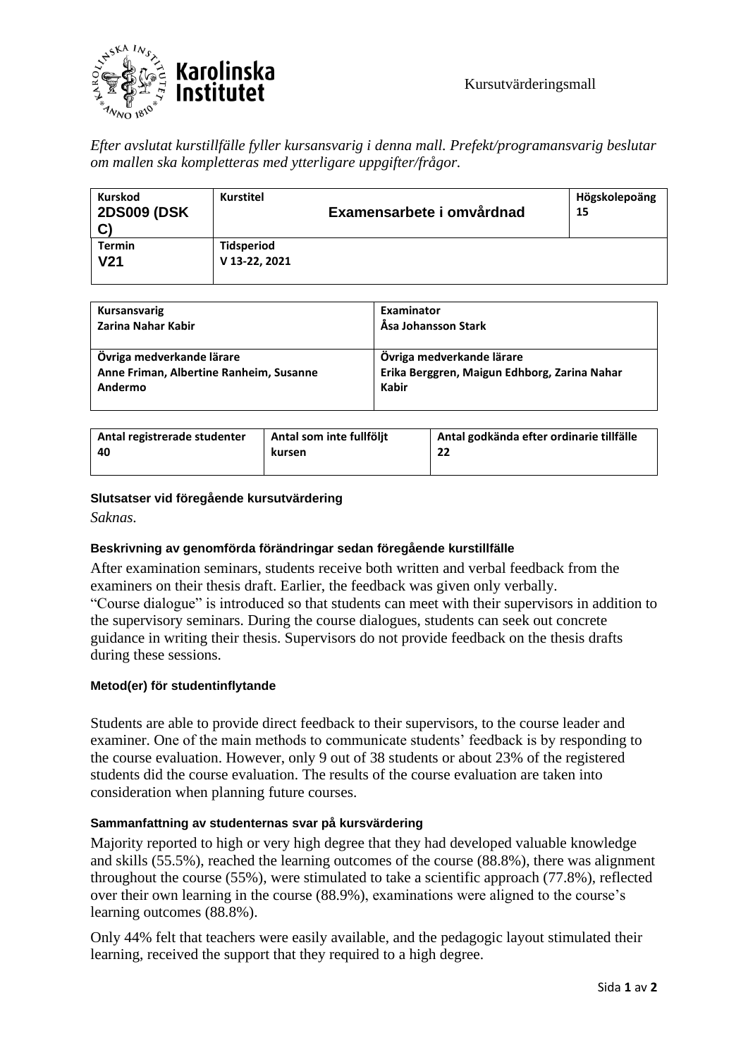Kursutvärderingsmall

*Efter avslutat kurstillfälle fyller kursansvarig i denna mall. Prefekt/programansvarig beslutar om mallen ska kompletteras med ytterligare uppgifter/frågor.*

| **Kurskod** | **Kurstitel** | **Högskolepoäng** |
|---|---|---|
| **2DS009 (DSK C)** | **Examensarbete i omvårdnad** | **15** |
| **Termin** | **Tidsperiod** | |
| **V21** | **V 13-22, 2021** | |

| **Kursansvarig** | **Examinator** |
|---|---|
| **Zarina Nahar Kabir** | **Åsa Johansson Stark** |
| **Övriga medverkande lärare** | **Övriga medverkande lärare** |
| **Anne Friman, Albertine Ranheim, Susanne Andermo** | **Erika Berggren, Maigun Edhborg, Zarina Nahar Kabir** |

| **Antal registrerade studenter** | **Antal som inte fullföljt kursen** | **Antal godkända efter ordinarie tillfälle** |
|---|---|---|
| **40** | | **22** |

### Slutsatser vid föregående kursutvärdering

*Saknas.*

### Beskrivning av genomförda förändringar sedan föregående kurstillfälle

After examination seminars, students receive both written and verbal feedback from the examiners on their thesis draft. Earlier, the feedback was given only verbally.
"Course dialogue" is introduced so that students can meet with their supervisors in addition to the supervisory seminars. During the course dialogues, students can seek out concrete guidance in writing their thesis. Supervisors do not provide feedback on the thesis drafts during these sessions.

### Metod(er) för studentinflytande

Students are able to provide direct feedback to their supervisors, to the course leader and examiner. One of the main methods to communicate students' feedback is by responding to the course evaluation. However, only 9 out of 38 students or about 23% of the registered students did the course evaluation. The results of the course evaluation are taken into consideration when planning future courses.

### Sammanfattning av studenternas svar på kursvärdering

Majority reported to high or very high degree that they had developed valuable knowledge and skills (55.5%), reached the learning outcomes of the course (88.8%), there was alignment throughout the course (55%), were stimulated to take a scientific approach (77.8%), reflected over their own learning in the course (88.9%), examinations were aligned to the course's learning outcomes (88.8%).

Only 44% felt that teachers were easily available, and the pedagogic layout stimulated their learning, received the support that they required to a high degree.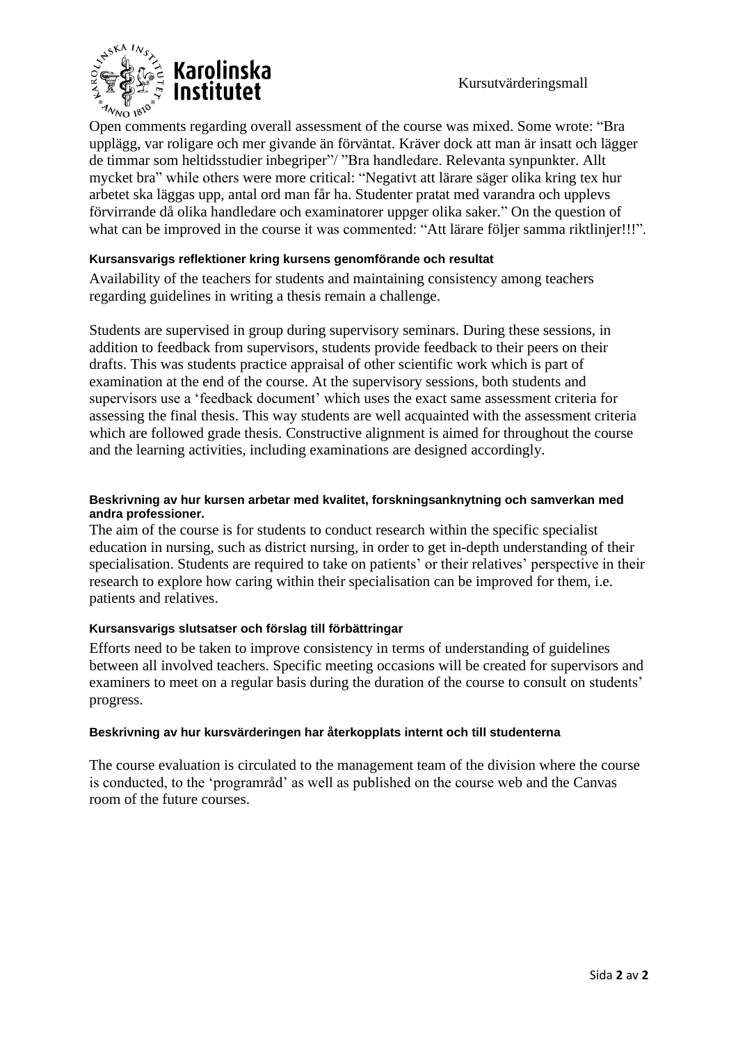Open comments regarding overall assessment of the course was mixed. Some wrote: "Bra upplägg, var roligare och mer givande än förväntat. Kräver dock att man är insatt och lägger de timmar som heltidsstudier inbegriper"/ "Bra handledare. Relevanta synpunkter. Allt mycket bra" while others were more critical: "Negativt att lärare säger olika kring tex hur arbetet ska läggas upp, antal ord man får ha. Studenter pratat med varandra och upplevs förvirrande då olika handledare och examinatorer uppger olika saker." On the question of what can be improved in the course it was commented: "Att lärare följer samma riktlinjer!!!".

#### Kursansvarigs reflektioner kring kursens genomförande och resultat

Availability of the teachers for students and maintaining consistency among teachers regarding guidelines in writing a thesis remain a challenge.

Students are supervised in group during supervisory seminars. During these sessions, in addition to feedback from supervisors, students provide feedback to their peers on their drafts. This was students practice appraisal of other scientific work which is part of examination at the end of the course. At the supervisory sessions, both students and supervisors use a 'feedback document' which uses the exact same assessment criteria for assessing the final thesis. This way students are well acquainted with the assessment criteria which are followed grade thesis. Constructive alignment is aimed for throughout the course and the learning activities, including examinations are designed accordingly.

#### Beskrivning av hur kursen arbetar med kvalitet, forskningsanknytning och samverkan med andra professioner.

The aim of the course is for students to conduct research within the specific specialist education in nursing, such as district nursing, in order to get in-depth understanding of their specialisation. Students are required to take on patients' or their relatives' perspective in their research to explore how caring within their specialisation can be improved for them, i.e. patients and relatives.

#### Kursansvarigs slutsatser och förslag till förbättringar

Efforts need to be taken to improve consistency in terms of understanding of guidelines between all involved teachers. Specific meeting occasions will be created for supervisors and examiners to meet on a regular basis during the duration of the course to consult on students' progress.

#### Beskrivning av hur kursvärderingen har återkopplats internt och till studenterna

The course evaluation is circulated to the management team of the division where the course is conducted, to the 'programråd' as well as published on the course web and the Canvas room of the future courses.